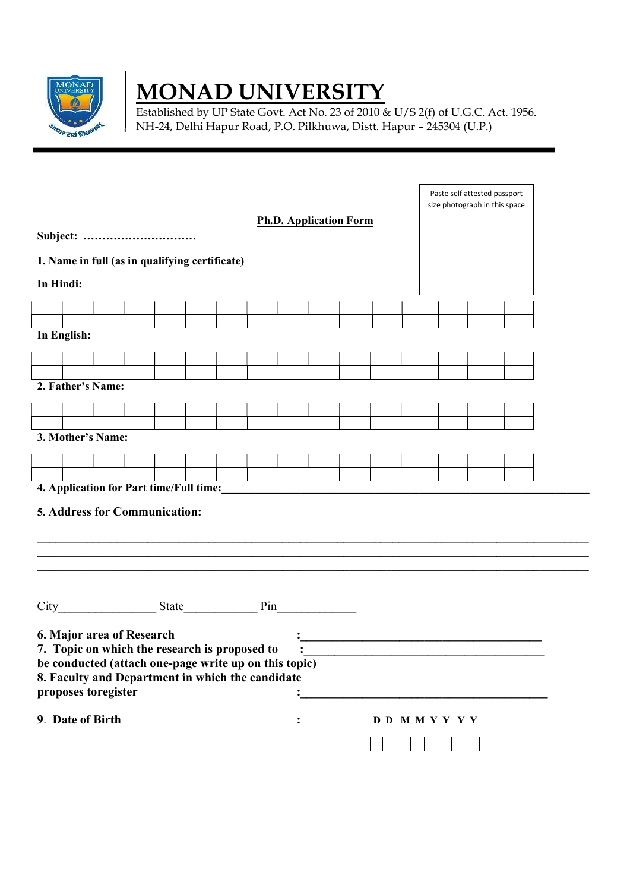# MONAD UNIVERSITY

Established by UP State Govt. Act No. 23 of 2010 & U/S 2(f) of U.G.C. Act. 1956.
NH-24, Delhi Hapur Road, P.O. Pilkhuwa, Distt. Hapur – 245304 (U.P.)

---

Paste self attested passport size photograph in this space

## Ph.D. Application Form

**Subject: …………………………**

**1. Name in full (as in qualifying certificate)**

**In Hindi:**

| | | | | | | | | | | | | | | | |
|---|---|---|---|---|---|---|---|---|---|---|---|---|---|---|---|
| | | | | | | | | | | | | | | | |

**In English:**

| | | | | | | | | | | | | | | | |
|---|---|---|---|---|---|---|---|---|---|---|---|---|---|---|---|
| | | | | | | | | | | | | | | | |

**2. Father's Name:**

| | | | | | | | | | | | | | | | |
|---|---|---|---|---|---|---|---|---|---|---|---|---|---|---|---|
| | | | | | | | | | | | | | | | |

**3. Mother's Name:**

| | | | | | | | | | | | | | | | |
|---|---|---|---|---|---|---|---|---|---|---|---|---|---|---|---|
| | | | | | | | | | | | | | | | |

**4. Application for Part time/Full time:**_______________________________________________

**5. Address for Communication:**

_____________________________________________________________________________
_____________________________________________________________________________
_____________________________________________________________________________

City_______________ State___________ Pin____________

**6. Major area of Research** :_______________________________________

**7. Topic on which the research is proposed to be conducted (attach one-page write up on this topic)** :_______________________________________

**8. Faculty and Department in which the candidate proposes toregister** :_______________________________________

**9. Date of Birth** :

| D | D | M | M | Y | Y | Y | Y |
|---|---|---|---|---|---|---|---|
| | | | | | | | |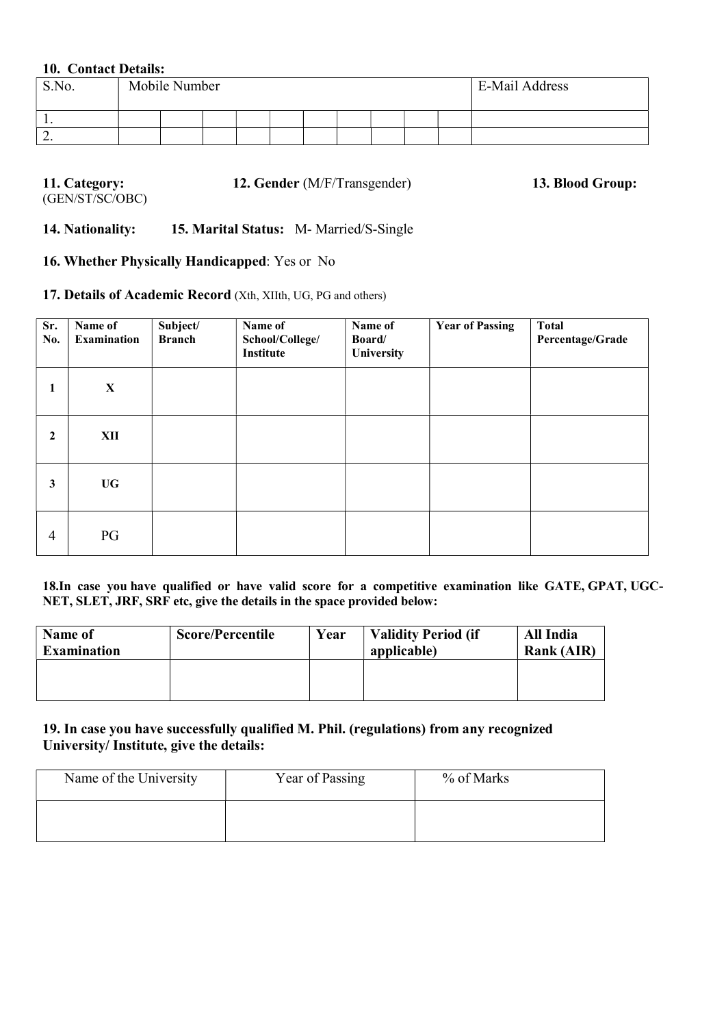**10. Contact Details:**

| S.No. | Mobile Number | | | | | | | | | | E-Mail Address |
|---|---|---|---|---|---|---|---|---|---|---|---|
| 1. | | | | | | | | | | | |
| 2. | | | | | | | | | | | |

**11. Category:** (GEN/ST/SC/OBC) **12. Gender** (M/F/Transgender) **13. Blood Group:**

**14. Nationality:** **15. Marital Status:** M- Married/S-Single

**16. Whether Physically Handicapped**: Yes or No

**17. Details of Academic Record** (Xth, XIIth, UG, PG and others)

| Sr. No. | Name of Examination | Subject/ Branch | Name of School/College/ Institute | Name of Board/ University | Year of Passing | Total Percentage/Grade |
|---|---|---|---|---|---|---|
| 1 | X | | | | | |
| 2 | XII | | | | | |
| 3 | UG | | | | | |
| 4 | PG | | | | | |

**18.In case you have qualified or have valid score for a competitive examination like GATE, GPAT, UGC-NET, SLET, JRF, SRF etc, give the details in the space provided below:**

| Name of Examination | Score/Percentile | Year | Validity Period (if applicable) | All India Rank (AIR) |
|---|---|---|---|---|
| | | | | |

**19. In case you have successfully qualified M. Phil. (regulations) from any recognized University/ Institute, give the details:**

| Name of the University | Year of Passing | % of Marks |
|---|---|---|
| | | |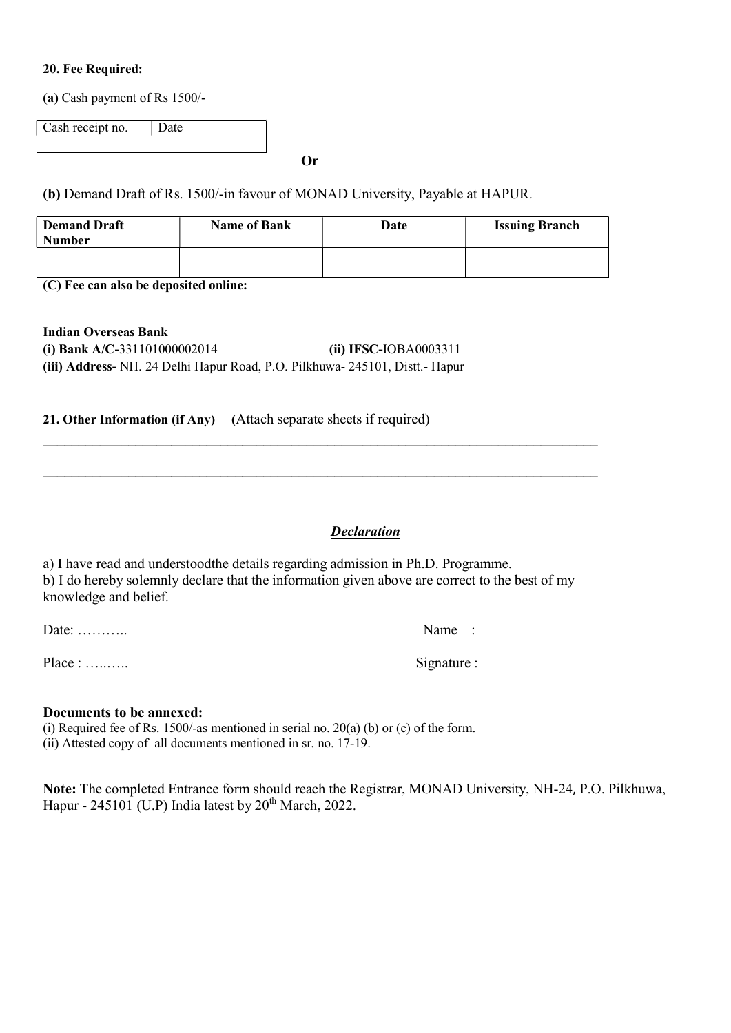**20. Fee Required:**

**(a)** Cash payment of Rs 1500/-

| Cash receipt no. | Date |
|---|---|
| | |

**Or**

**(b)** Demand Draft of Rs. 1500/-in favour of MONAD University, Payable at HAPUR.

| Demand Draft Number | Name of Bank | Date | Issuing Branch |
|---|---|---|---|
| | | | |

**(C) Fee can also be deposited online:**

**Indian Overseas Bank**
**(i) Bank A/C-**331101000002014 **(ii) IFSC-**IOBA0003311
**(iii) Address-** NH. 24 Delhi Hapur Road, P.O. Pilkhuwa- 245101, Distt.- Hapur

**21. Other Information (if Any)** **(**Attach separate sheets if required)

______________________________________________________________________________

______________________________________________________________________________

***Declaration***

a) I have read and understoodthe details regarding admission in Ph.D. Programme.
b) I do hereby solemnly declare that the information given above are correct to the best of my knowledge and belief.

Date: ……….. Name :

Place : …..….. Signature :

**Documents to be annexed:**

(i) Required fee of Rs. 1500/-as mentioned in serial no. 20(a) (b) or (c) of the form.
(ii) Attested copy of all documents mentioned in sr. no. 17-19.

**Note:** The completed Entrance form should reach the Registrar, MONAD University, NH-24, P.O. Pilkhuwa, Hapur - 245101 (U.P) India latest by 20th March, 2022.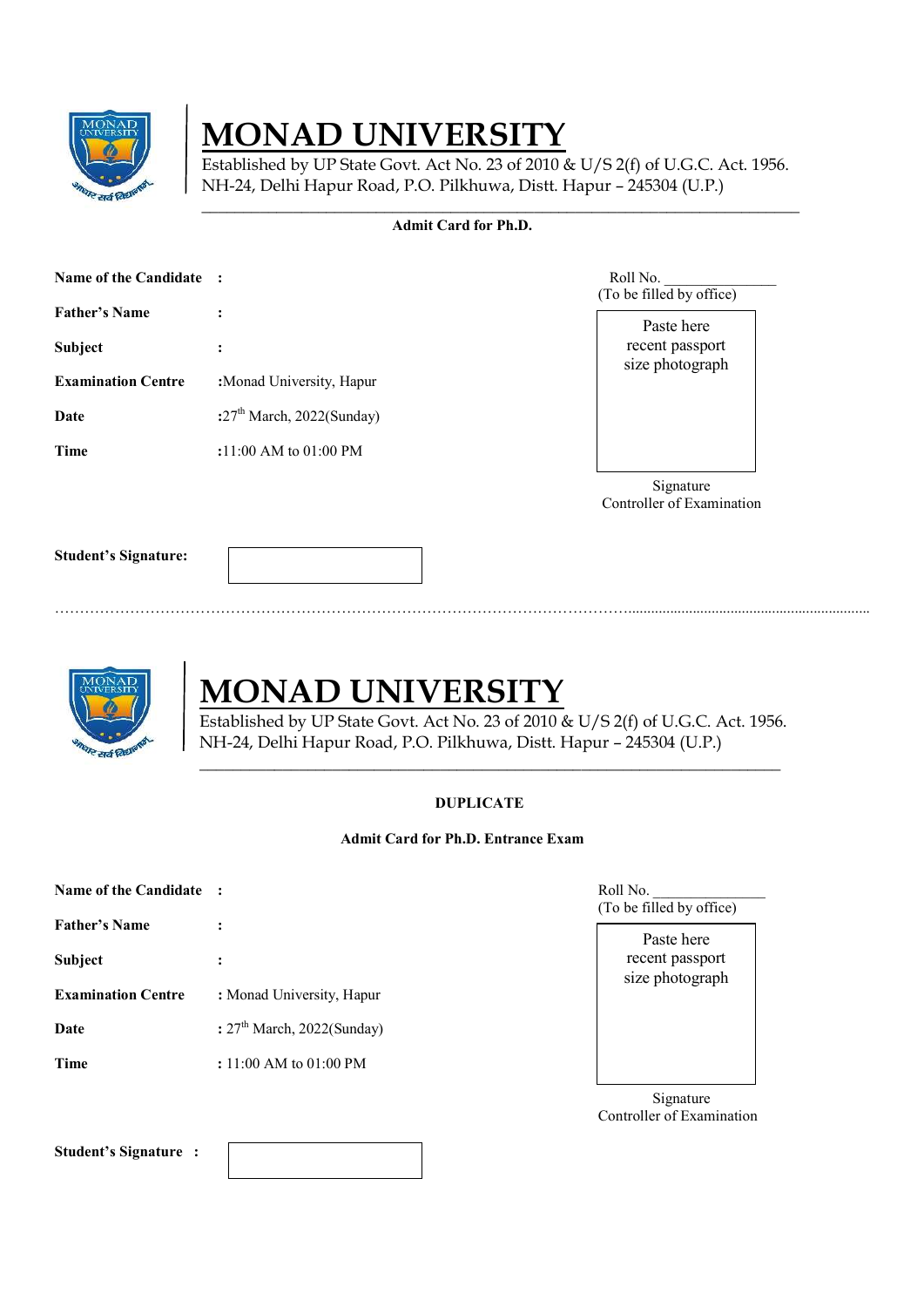# MONAD UNIVERSITY

Established by UP State Govt. Act No. 23 of 2010 & U/S 2(f) of U.G.C. Act. 1956.
NH-24, Delhi Hapur Road, P.O. Pilkhuwa, Distt. Hapur – 245304 (U.P.)

**Admit Card for Ph.D.**

**Name of the Candidate** :

**Father's Name** :

**Subject** :

**Examination Centre** :Monad University, Hapur

**Date** :27th March, 2022(Sunday)

**Time** :11:00 AM to 01:00 PM

Roll No. ______________
(To be filled by office)

Paste here recent passport size photograph

Signature
Controller of Examination

**Student's Signature:**

.....................................................................................................................................................................

# MONAD UNIVERSITY

Established by UP State Govt. Act No. 23 of 2010 & U/S 2(f) of U.G.C. Act. 1956.
NH-24, Delhi Hapur Road, P.O. Pilkhuwa, Distt. Hapur – 245304 (U.P.)

**DUPLICATE**

**Admit Card for Ph.D. Entrance Exam**

**Name of the Candidate** :

**Father's Name** :

**Subject** :

**Examination Centre** : Monad University, Hapur

**Date** : 27th March, 2022(Sunday)

**Time** : 11:00 AM to 01:00 PM

Roll No. ______________
(To be filled by office)

Paste here recent passport size photograph

Signature
Controller of Examination

**Student's Signature** :